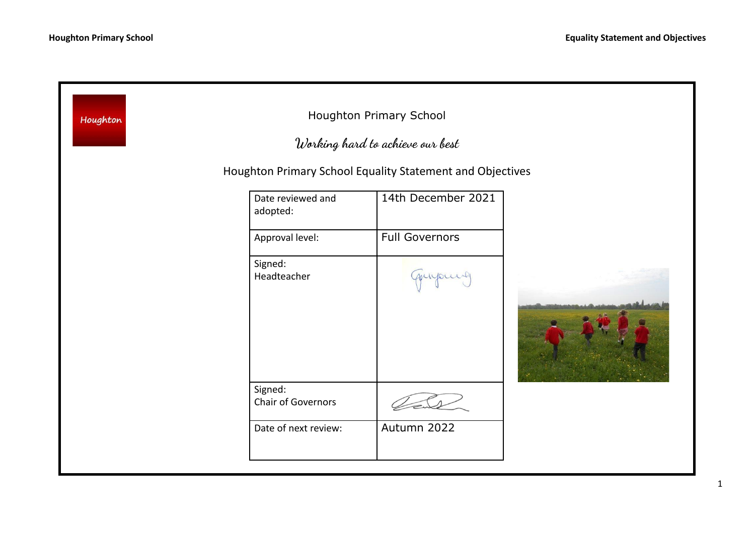Houghton

# Houghton Primary School

*Working hard to achieve our best*

## Houghton Primary School Equality Statement and Objectives

| Date reviewed and adopted: | 14th December 2021 |
| --- | --- |
| Approval level: | Full Governors |
| Signed: Headteacher | |
| Signed: Chair of Governors | |
| Date of next review: | Autumn 2022 |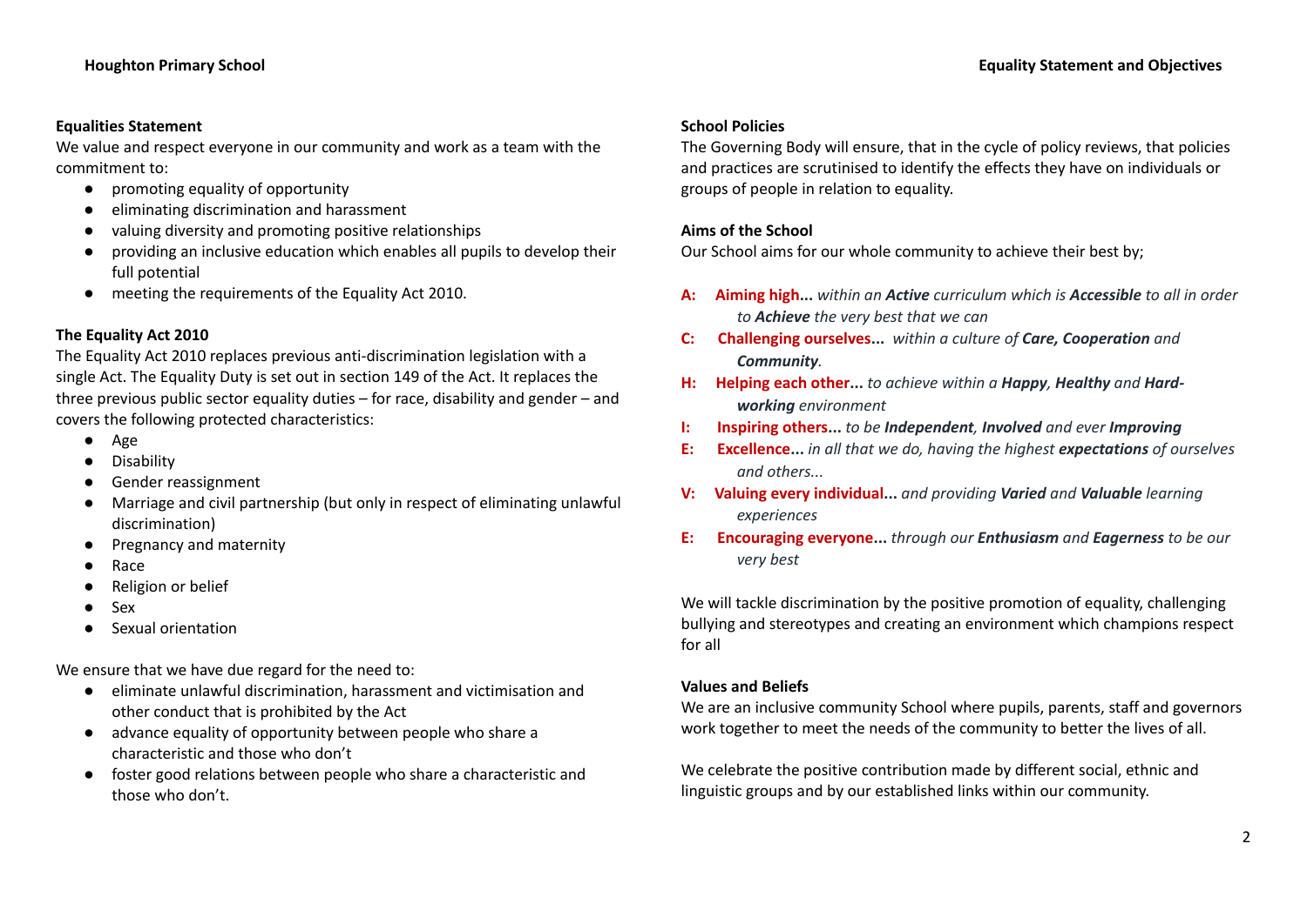## Equalities Statement

We value and respect everyone in our community and work as a team with the commitment to:

- promoting equality of opportunity
- eliminating discrimination and harassment
- valuing diversity and promoting positive relationships
- providing an inclusive education which enables all pupils to develop their full potential
- meeting the requirements of the Equality Act 2010.

## The Equality Act 2010

The Equality Act 2010 replaces previous anti-discrimination legislation with a single Act. The Equality Duty is set out in section 149 of the Act. It replaces the three previous public sector equality duties – for race, disability and gender – and covers the following protected characteristics:

- Age
- Disability
- Gender reassignment
- Marriage and civil partnership (but only in respect of eliminating unlawful discrimination)
- Pregnancy and maternity
- Race
- Religion or belief
- Sex
- Sexual orientation

We ensure that we have due regard for the need to:

- eliminate unlawful discrimination, harassment and victimisation and other conduct that is prohibited by the Act
- advance equality of opportunity between people who share a characteristic and those who don't
- foster good relations between people who share a characteristic and those who don't.

## School Policies

The Governing Body will ensure, that in the cycle of policy reviews, that policies and practices are scrutinised to identify the effects they have on individuals or groups of people in relation to equality.

## Aims of the School

Our School aims for our whole community to achieve their best by;

**A: Aiming high...** *within an **Active** curriculum which is **Accessible** to all in order to **Achieve** the very best that we can*

**C: Challenging ourselves...** *within a culture of **Care, Cooperation** and **Community**.*

**H: Helping each other...** *to achieve within a **Happy**, **Healthy** and **Hard-working** environment*

**I: Inspiring others...** *to be **Independent**, **Involved** and ever **Improving***

**E: Excellence...** *in all that we do, having the highest **expectations** of ourselves and others...*

**V: Valuing every individual...** *and providing **Varied** and **Valuable** learning experiences*

**E: Encouraging everyone...** *through our **Enthusiasm** and **Eagerness** to be our very best*

We will tackle discrimination by the positive promotion of equality, challenging bullying and stereotypes and creating an environment which champions respect for all

## Values and Beliefs

We are an inclusive community School where pupils, parents, staff and governors work together to meet the needs of the community to better the lives of all.

We celebrate the positive contribution made by different social, ethnic and linguistic groups and by our established links within our community.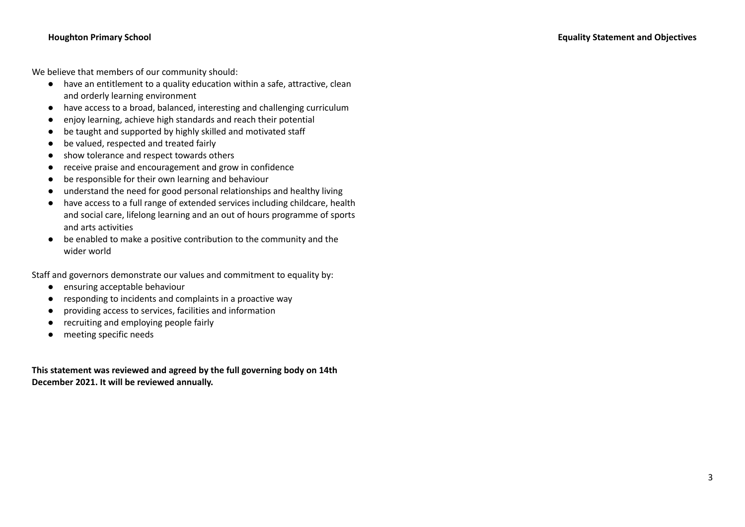We believe that members of our community should:

- have an entitlement to a quality education within a safe, attractive, clean and orderly learning environment
- have access to a broad, balanced, interesting and challenging curriculum
- enjoy learning, achieve high standards and reach their potential
- be taught and supported by highly skilled and motivated staff
- be valued, respected and treated fairly
- show tolerance and respect towards others
- receive praise and encouragement and grow in confidence
- be responsible for their own learning and behaviour
- understand the need for good personal relationships and healthy living
- have access to a full range of extended services including childcare, health and social care, lifelong learning and an out of hours programme of sports and arts activities
- be enabled to make a positive contribution to the community and the wider world

Staff and governors demonstrate our values and commitment to equality by:

- ensuring acceptable behaviour
- responding to incidents and complaints in a proactive way
- providing access to services, facilities and information
- recruiting and employing people fairly
- meeting specific needs

**This statement was reviewed and agreed by the full governing body on 14th December 2021. It will be reviewed annually.**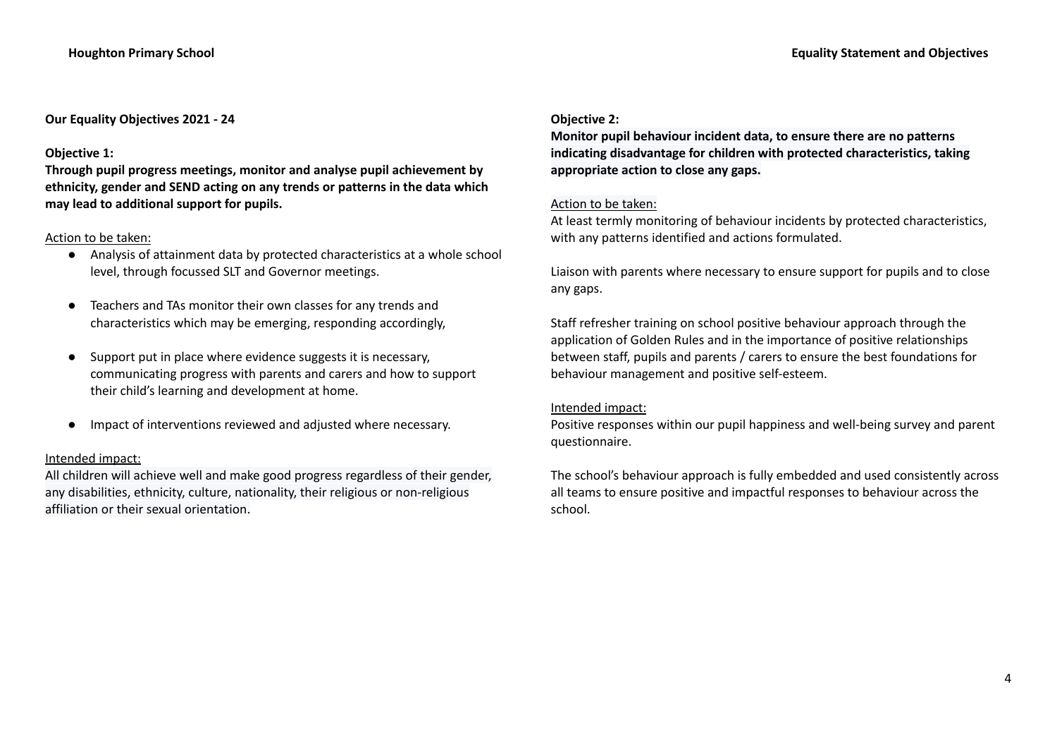**Our Equality Objectives 2021 - 24**

**Objective 1:**

**Through pupil progress meetings, monitor and analyse pupil achievement by ethnicity, gender and SEND acting on any trends or patterns in the data which may lead to additional support for pupils.**

Action to be taken:

- Analysis of attainment data by protected characteristics at a whole school level, through focussed SLT and Governor meetings.
- Teachers and TAs monitor their own classes for any trends and characteristics which may be emerging, responding accordingly,
- Support put in place where evidence suggests it is necessary, communicating progress with parents and carers and how to support their child's learning and development at home.
- Impact of interventions reviewed and adjusted where necessary.

Intended impact:

All children will achieve well and make good progress regardless of their gender, any disabilities, ethnicity, culture, nationality, their religious or non-religious affiliation or their sexual orientation.

**Objective 2:**

**Monitor pupil behaviour incident data, to ensure there are no patterns indicating disadvantage for children with protected characteristics, taking appropriate action to close any gaps.**

Action to be taken:

At least termly monitoring of behaviour incidents by protected characteristics, with any patterns identified and actions formulated.

Liaison with parents where necessary to ensure support for pupils and to close any gaps.

Staff refresher training on school positive behaviour approach through the application of Golden Rules and in the importance of positive relationships between staff, pupils and parents / carers to ensure the best foundations for behaviour management and positive self-esteem.

Intended impact:

Positive responses within our pupil happiness and well-being survey and parent questionnaire.

The school's behaviour approach is fully embedded and used consistently across all teams to ensure positive and impactful responses to behaviour across the school.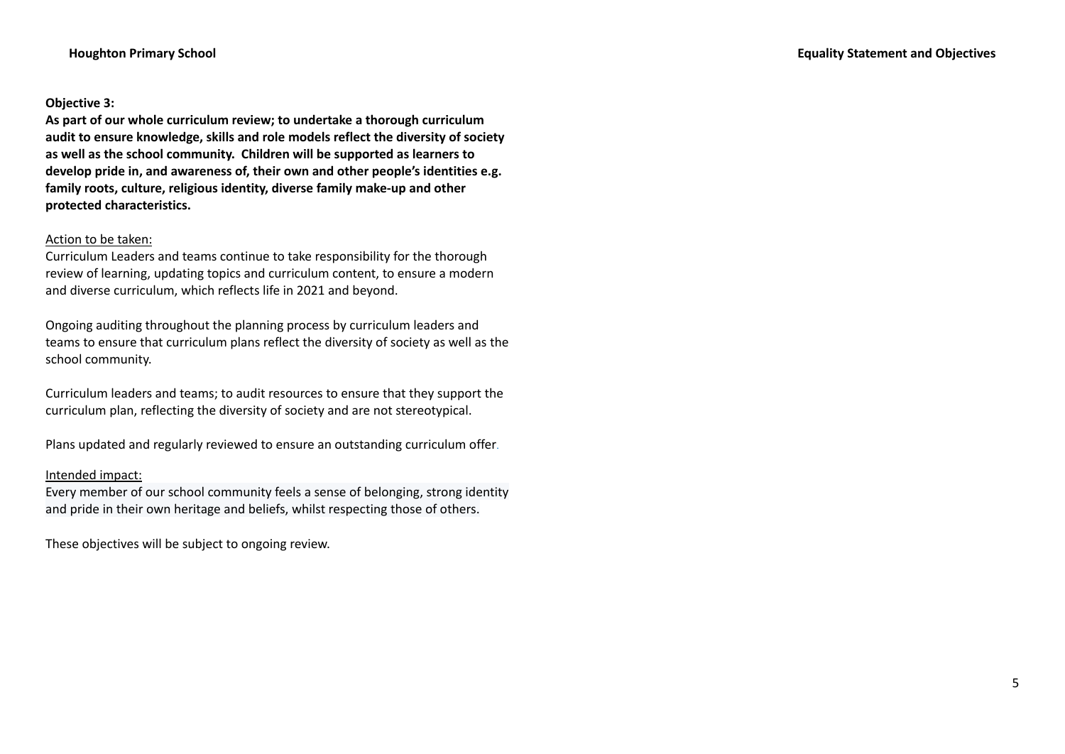**Objective 3:**
**As part of our whole curriculum review; to undertake a thorough curriculum audit to ensure knowledge, skills and role models reflect the diversity of society as well as the school community. Children will be supported as learners to develop pride in, and awareness of, their own and other people's identities e.g. family roots, culture, religious identity, diverse family make-up and other protected characteristics.**

<u>Action to be taken:</u>
Curriculum Leaders and teams continue to take responsibility for the thorough review of learning, updating topics and curriculum content, to ensure a modern and diverse curriculum, which reflects life in 2021 and beyond.

Ongoing auditing throughout the planning process by curriculum leaders and teams to ensure that curriculum plans reflect the diversity of society as well as the school community.

Curriculum leaders and teams; to audit resources to ensure that they support the curriculum plan, reflecting the diversity of society and are not stereotypical.

Plans updated and regularly reviewed to ensure an outstanding curriculum offer.

<u>Intended impact:</u>
Every member of our school community feels a sense of belonging, strong identity and pride in their own heritage and beliefs, whilst respecting those of others.

These objectives will be subject to ongoing review.